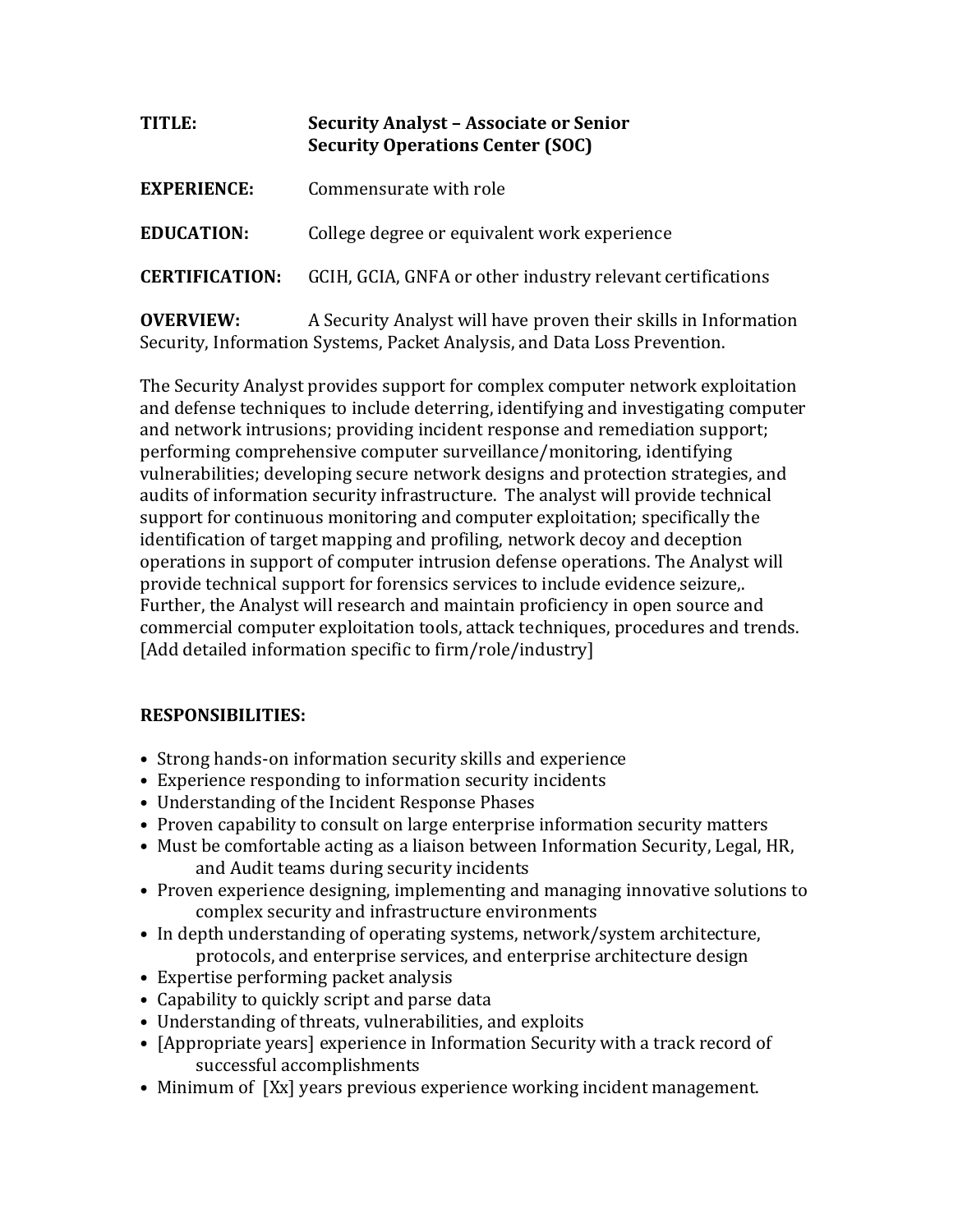**TITLE:** **Security Analyst – Associate or Senior**
**Security Operations Center (SOC)**

**EXPERIENCE:** Commensurate with role

**EDUCATION:** College degree or equivalent work experience

**CERTIFICATION:** GCIH, GCIA, GNFA or other industry relevant certifications

**OVERVIEW:** A Security Analyst will have proven their skills in Information Security, Information Systems, Packet Analysis, and Data Loss Prevention.

The Security Analyst provides support for complex computer network exploitation and defense techniques to include deterring, identifying and investigating computer and network intrusions; providing incident response and remediation support; performing comprehensive computer surveillance/monitoring, identifying vulnerabilities; developing secure network designs and protection strategies, and audits of information security infrastructure. The analyst will provide technical support for continuous monitoring and computer exploitation; specifically the identification of target mapping and profiling, network decoy and deception operations in support of computer intrusion defense operations. The Analyst will provide technical support for forensics services to include evidence seizure,. Further, the Analyst will research and maintain proficiency in open source and commercial computer exploitation tools, attack techniques, procedures and trends. [Add detailed information specific to firm/role/industry]

**RESPONSIBILITIES:**

- Strong hands-on information security skills and experience
- Experience responding to information security incidents
- Understanding of the Incident Response Phases
- Proven capability to consult on large enterprise information security matters
- Must be comfortable acting as a liaison between Information Security, Legal, HR, and Audit teams during security incidents
- Proven experience designing, implementing and managing innovative solutions to complex security and infrastructure environments
- In depth understanding of operating systems, network/system architecture, protocols, and enterprise services, and enterprise architecture design
- Expertise performing packet analysis
- Capability to quickly script and parse data
- Understanding of threats, vulnerabilities, and exploits
- [Appropriate years] experience in Information Security with a track record of successful accomplishments
- Minimum of [Xx] years previous experience working incident management.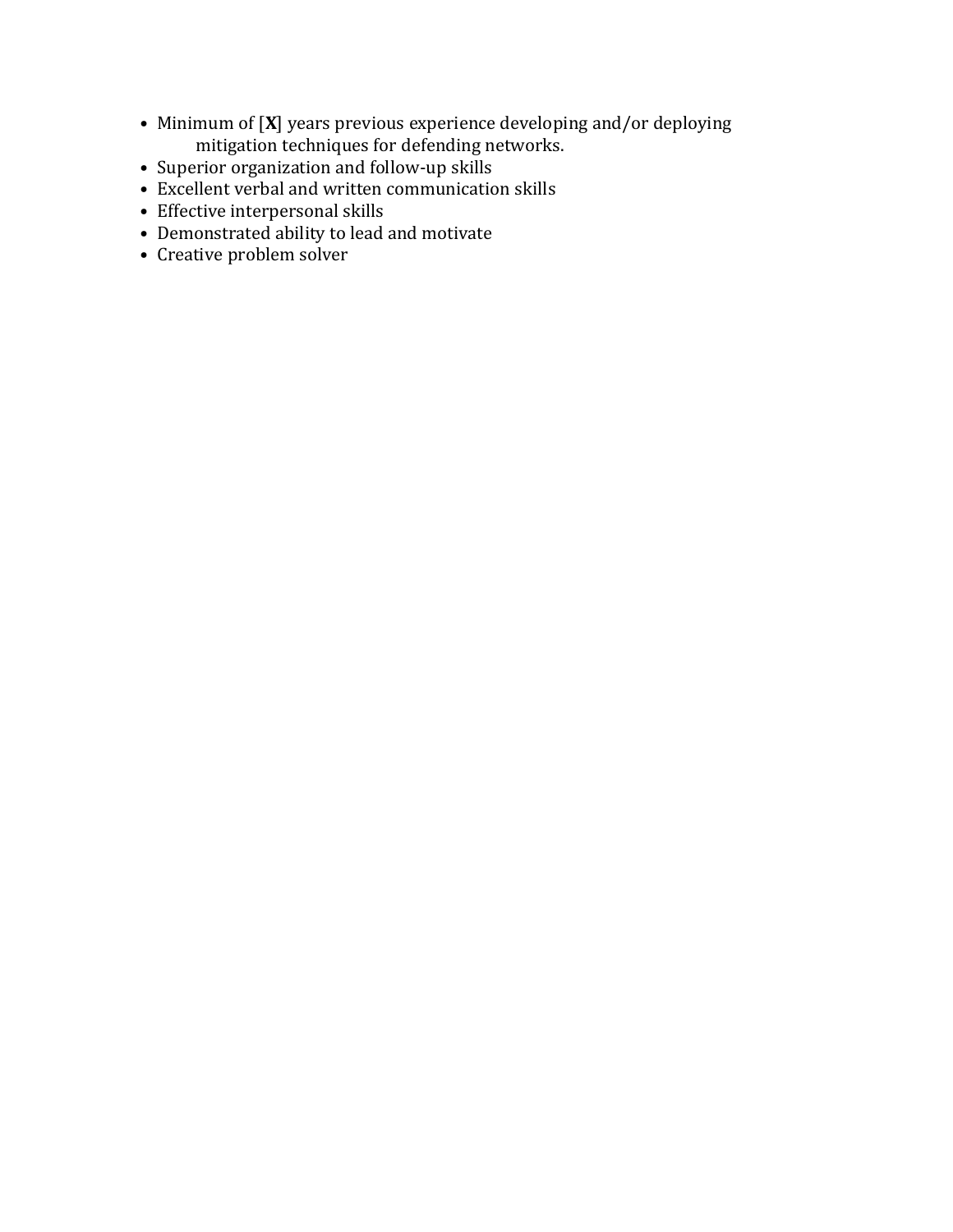- Minimum of [**X**] years previous experience developing and/or deploying mitigation techniques for defending networks.
- Superior organization and follow-up skills
- Excellent verbal and written communication skills
- Effective interpersonal skills
- Demonstrated ability to lead and motivate
- Creative problem solver